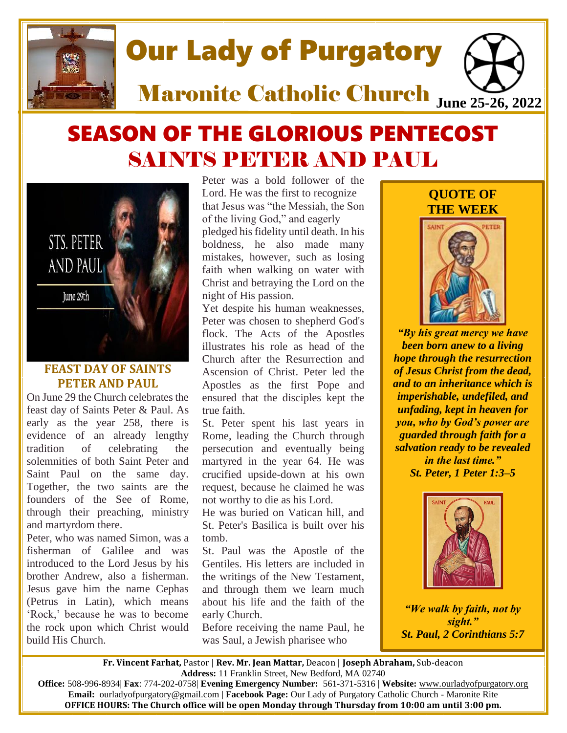# Our Lady of Purgatory

## Maronite Catholic Church

**June 25-26, 2022**

# SEASON OF THE GLORIOUS PENTECOST

# SAINTS PETER AND PAUL

STS. PETER AND PAUL

June 29th

### FEAST DAY OF SAINTS PETER AND PAUL

On June 29 the Church celebrates the feast day of Saints Peter & Paul. As early as the year 258, there is evidence of an already lengthy tradition of celebrating the solemnities of both Saint Peter and Saint Paul on the same day. Together, the two saints are the founders of the See of Rome, through their preaching, ministry and martyrdom there.

Peter, who was named Simon, was a fisherman of Galilee and was introduced to the Lord Jesus by his brother Andrew, also a fisherman. Jesus gave him the name Cephas (Petrus in Latin), which means 'Rock,' because he was to become the rock upon which Christ would build His Church.

Peter was a bold follower of the Lord. He was the first to recognize that Jesus was "the Messiah, the Son of the living God," and eagerly pledged his fidelity until death. In his boldness, he also made many mistakes, however, such as losing faith when walking on water with Christ and betraying the Lord on the night of His passion.

Yet despite his human weaknesses, Peter was chosen to shepherd God's flock. The Acts of the Apostles illustrates his role as head of the Church after the Resurrection and Ascension of Christ. Peter led the Apostles as the first Pope and ensured that the disciples kept the true faith.

St. Peter spent his last years in Rome, leading the Church through persecution and eventually being martyred in the year 64. He was crucified upside-down at his own request, because he claimed he was not worthy to die as his Lord.

He was buried on Vatican hill, and St. Peter's Basilica is built over his tomb.

St. Paul was the Apostle of the Gentiles. His letters are included in the writings of the New Testament, and through them we learn much about his life and the faith of the early Church.

Before receiving the name Paul, he was Saul, a Jewish pharisee who

### QUOTE OF THE WEEK

SAINT PETER

***"By his great mercy we have been born anew to a living hope through the resurrection of Jesus Christ from the dead, and to an inheritance which is imperishable, undefiled, and unfading, kept in heaven for you, who by God's power are guarded through faith for a salvation ready to be revealed in the last time."***
***St. Peter, 1 Peter 1:3–5***

SAINT PAUL

***"We walk by faith, not by sight."***
***St. Paul, 2 Corinthians 5:7***

---

**Fr. Vincent Farhat,** Pastor | **Rev. Mr. Jean Mattar,** Deacon | **Joseph Abraham,** Sub-deacon
**Address:** 11 Franklin Street, New Bedford, MA 02740
**Office:** 508-996-8934| **Fax**: 774-202-0758| **Evening Emergency Number:** 561-371-5316 | **Website:** www.ourladyofpurgatory.org
**Email:** ourladyofpurgatory@gmail.com | **Facebook Page:** Our Lady of Purgatory Catholic Church - Maronite Rite
**OFFICE HOURS: The Church office will be open Monday through Thursday from 10:00 am until 3:00 pm.**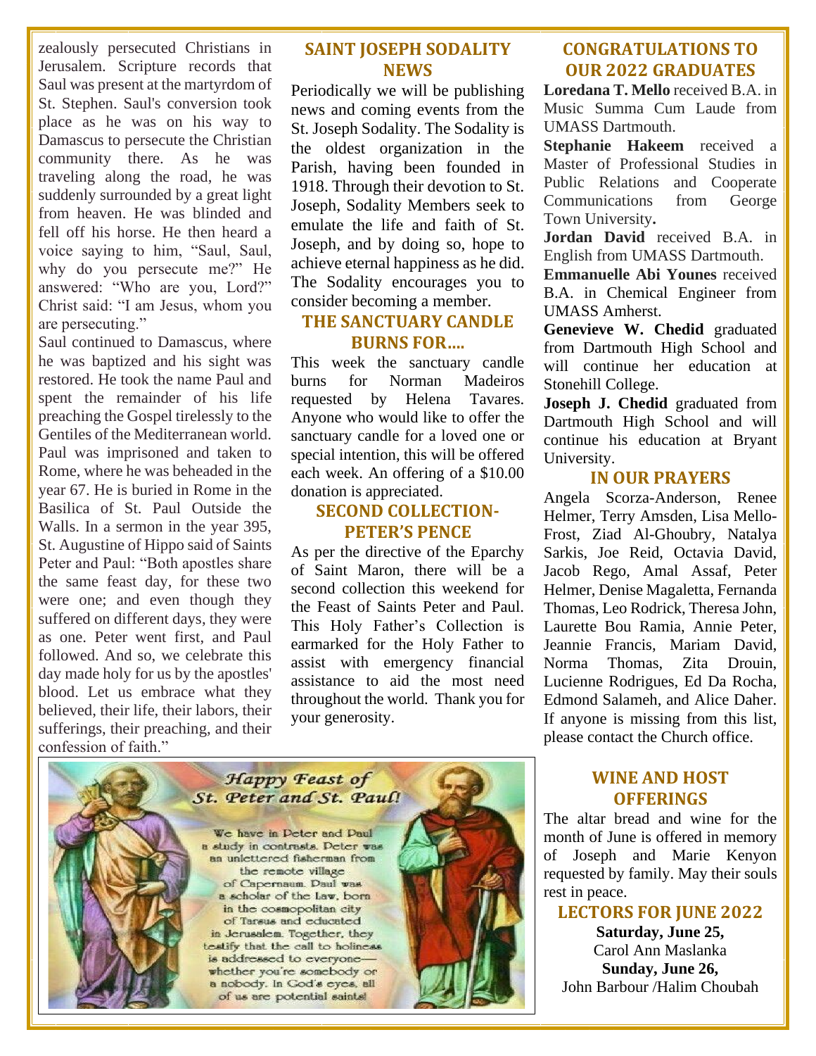zealously persecuted Christians in Jerusalem. Scripture records that Saul was present at the martyrdom of St. Stephen. Saul's conversion took place as he was on his way to Damascus to persecute the Christian community there. As he was traveling along the road, he was suddenly surrounded by a great light from heaven. He was blinded and fell off his horse. He then heard a voice saying to him, "Saul, Saul, why do you persecute me?" He answered: "Who are you, Lord?" Christ said: "I am Jesus, whom you are persecuting."

Saul continued to Damascus, where he was baptized and his sight was restored. He took the name Paul and spent the remainder of his life preaching the Gospel tirelessly to the Gentiles of the Mediterranean world. Paul was imprisoned and taken to Rome, where he was beheaded in the year 67. He is buried in Rome in the Basilica of St. Paul Outside the Walls. In a sermon in the year 395, St. Augustine of Hippo said of Saints Peter and Paul: "Both apostles share the same feast day, for these two were one; and even though they suffered on different days, they were as one. Peter went first, and Paul followed. And so, we celebrate this day made holy for us by the apostles' blood. Let us embrace what they believed, their life, their labors, their sufferings, their preaching, and their confession of faith."

## SAINT JOSEPH SODALITY NEWS

Periodically we will be publishing news and coming events from the St. Joseph Sodality. The Sodality is the oldest organization in the Parish, having been founded in 1918. Through their devotion to St. Joseph, Sodality Members seek to emulate the life and faith of St. Joseph, and by doing so, hope to achieve eternal happiness as he did. The Sodality encourages you to consider becoming a member.

## THE SANCTUARY CANDLE BURNS FOR….

This week the sanctuary candle burns for Norman Madeiros requested by Helena Tavares. Anyone who would like to offer the sanctuary candle for a loved one or special intention, this will be offered each week. An offering of a $10.00 donation is appreciated.

## SECOND COLLECTION- PETER'S PENCE

As per the directive of the Eparchy of Saint Maron, there will be a second collection this weekend for the Feast of Saints Peter and Paul. This Holy Father's Collection is earmarked for the Holy Father to assist with emergency financial assistance to aid the most need throughout the world. Thank you for your generosity.

*Happy Feast of St. Peter and St. Paul!*

We have in Peter and Paul a study in contrasts. Peter was an unlettered fisherman from the remote village of Capernaum. Paul was a scholar of the Law, born in the cosmopolitan city of Tarsus and educated in Jerusalem. Together, they testify that the call to holiness is addressed to everyone—whether you're somebody or a nobody. In God's eyes, all of us are potential saints!

## CONGRATULATIONS TO OUR 2022 GRADUATES

**Loredana T. Mello** received B.A. in Music Summa Cum Laude from UMASS Dartmouth.

**Stephanie Hakeem** received a Master of Professional Studies in Public Relations and Cooperate Communications from George Town University**.**

**Jordan David** received B.A. in English from UMASS Dartmouth.

**Emmanuelle Abi Younes** received B.A. in Chemical Engineer from UMASS Amherst.

**Genevieve W. Chedid** graduated from Dartmouth High School and will continue her education at Stonehill College.

**Joseph J. Chedid** graduated from Dartmouth High School and will continue his education at Bryant University.

## IN OUR PRAYERS

Angela Scorza-Anderson, Renee Helmer, Terry Amsden, Lisa Mello-Frost, Ziad Al-Ghoubry, Natalya Sarkis, Joe Reid, Octavia David, Jacob Rego, Amal Assaf, Peter Helmer, Denise Magaletta, Fernanda Thomas, Leo Rodrick, Theresa John, Laurette Bou Ramia, Annie Peter, Jeannie Francis, Mariam David, Norma Thomas, Zita Drouin, Lucienne Rodrigues, Ed Da Rocha, Edmond Salameh, and Alice Daher. If anyone is missing from this list, please contact the Church office.

## WINE AND HOST OFFERINGS

The altar bread and wine for the month of June is offered in memory of Joseph and Marie Kenyon requested by family. May their souls rest in peace.

## LECTORS FOR JUNE 2022

**Saturday, June 25,**
Carol Ann Maslanka
**Sunday, June 26,**
John Barbour /Halim Choubah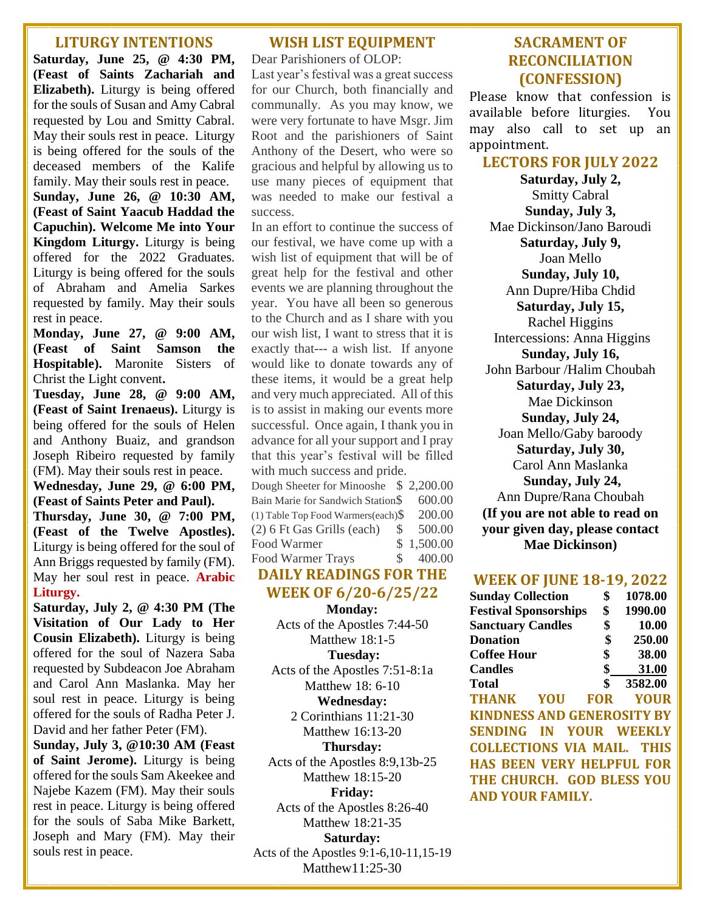## LITURGY INTENTIONS

**Saturday, June 25, @ 4:30 PM, (Feast of Saints Zachariah and Elizabeth).** Liturgy is being offered for the souls of Susan and Amy Cabral requested by Lou and Smitty Cabral. May their souls rest in peace. Liturgy is being offered for the souls of the deceased members of the Kalife family. May their souls rest in peace.

**Sunday, June 26, @ 10:30 AM, (Feast of Saint Yaacub Haddad the Capuchin). Welcome Me into Your Kingdom Liturgy.** Liturgy is being offered for the 2022 Graduates. Liturgy is being offered for the souls of Abraham and Amelia Sarkes requested by family. May their souls rest in peace.

**Monday, June 27, @ 9:00 AM, (Feast of Saint Samson the Hospitable).** Maronite Sisters of Christ the Light convent**.**

**Tuesday, June 28, @ 9:00 AM, (Feast of Saint Irenaeus).** Liturgy is being offered for the souls of Helen and Anthony Buaiz, and grandson Joseph Ribeiro requested by family (FM). May their souls rest in peace.

**Wednesday, June 29, @ 6:00 PM, (Feast of Saints Peter and Paul).**

**Thursday, June 30, @ 7:00 PM, (Feast of the Twelve Apostles).** Liturgy is being offered for the soul of Ann Briggs requested by family (FM). May her soul rest in peace. **Arabic Liturgy.**

**Saturday, July 2, @ 4:30 PM (The Visitation of Our Lady to Her Cousin Elizabeth).** Liturgy is being offered for the soul of Nazera Saba requested by Subdeacon Joe Abraham and Carol Ann Maslanka. May her soul rest in peace. Liturgy is being offered for the souls of Radha Peter J. David and her father Peter (FM).

**Sunday, July 3, @10:30 AM (Feast of Saint Jerome).** Liturgy is being offered for the souls Sam Akeekee and Najebe Kazem (FM). May their souls rest in peace. Liturgy is being offered for the souls of Saba Mike Barkett, Joseph and Mary (FM). May their souls rest in peace.

## WISH LIST EQUIPMENT

Dear Parishioners of OLOP:

Last year's festival was a great success for our Church, both financially and communally. As you may know, we were very fortunate to have Msgr. Jim Root and the parishioners of Saint Anthony of the Desert, who were so gracious and helpful by allowing us to use many pieces of equipment that was needed to make our festival a success.

In an effort to continue the success of our festival, we have come up with a wish list of equipment that will be of great help for the festival and other events we are planning throughout the year. You have all been so generous to the Church and as I share with you our wish list, I want to stress that it is exactly that--- a wish list. If anyone would like to donate towards any of these items, it would be a great help and very much appreciated. All of this is to assist in making our events more successful. Once again, I thank you in advance for all your support and I pray that this year's festival will be filled with much success and pride.

| Item | Cost |
|---|---|
| Dough Sheeter for Minooshe | $ 2,200.00 |
| Bain Marie for Sandwich Station | $ 600.00 |
| (1) Table Top Food Warmers(each) | $ 200.00 |
| (2) 6 Ft Gas Grills (each) | $ 500.00 |
| Food Warmer | $ 1,500.00 |
| Food Warmer Trays | $ 400.00 |

## DAILY READINGS FOR THE WEEK OF 6/20-6/25/22

**Monday:**
Acts of the Apostles 7:44-50
Matthew 18:1-5

**Tuesday:**
Acts of the Apostles 7:51-8:1a
Matthew 18: 6-10

**Wednesday:**
2 Corinthians 11:21-30
Matthew 16:13-20

**Thursday:**
Acts of the Apostles 8:9,13b-25
Matthew 18:15-20

**Friday:**
Acts of the Apostles 8:26-40
Matthew 18:21-35

**Saturday:**
Acts of the Apostles 9:1-6,10-11,15-19
Matthew11:25-30

## SACRAMENT OF RECONCILIATION (CONFESSION)

Please know that confession is available before liturgies. You may also call to set up an appointment.

## LECTORS FOR JULY 2022

**Saturday, July 2,**
Smitty Cabral

**Sunday, July 3,**
Mae Dickinson/Jano Baroudi

**Saturday, July 9,**
Joan Mello

**Sunday, July 10,**
Ann Dupre/Hiba Chdid

**Saturday, July 15,**
Rachel Higgins
Intercessions: Anna Higgins

**Sunday, July 16,**
John Barbour /Halim Choubah

**Saturday, July 23,**
Mae Dickinson

**Sunday, July 24,**
Joan Mello/Gaby baroody

**Saturday, July 30,**
Carol Ann Maslanka

**Sunday, July 24,**
Ann Dupre/Rana Choubah

**(If you are not able to read on your given day, please contact Mae Dickinson)**

## WEEK OF JUNE 18-19, 2022

| | | |
|---|---|---|
| **Sunday Collection** | **$** | **1078.00** |
| **Festival Sponsorships** | **$** | **1990.00** |
| **Sanctuary Candles** | **$** | **10.00** |
| **Donation** | **$** | **250.00** |
| **Coffee Hour** | **$** | **38.00** |
| **Candles** | **$** | **31.00** |
| **Total** | **$** | **3582.00** |

**THANK YOU FOR YOUR KINDNESS AND GENEROSITY BY SENDING IN YOUR WEEKLY COLLECTIONS VIA MAIL. THIS HAS BEEN VERY HELPFUL FOR THE CHURCH. GOD BLESS YOU AND YOUR FAMILY.**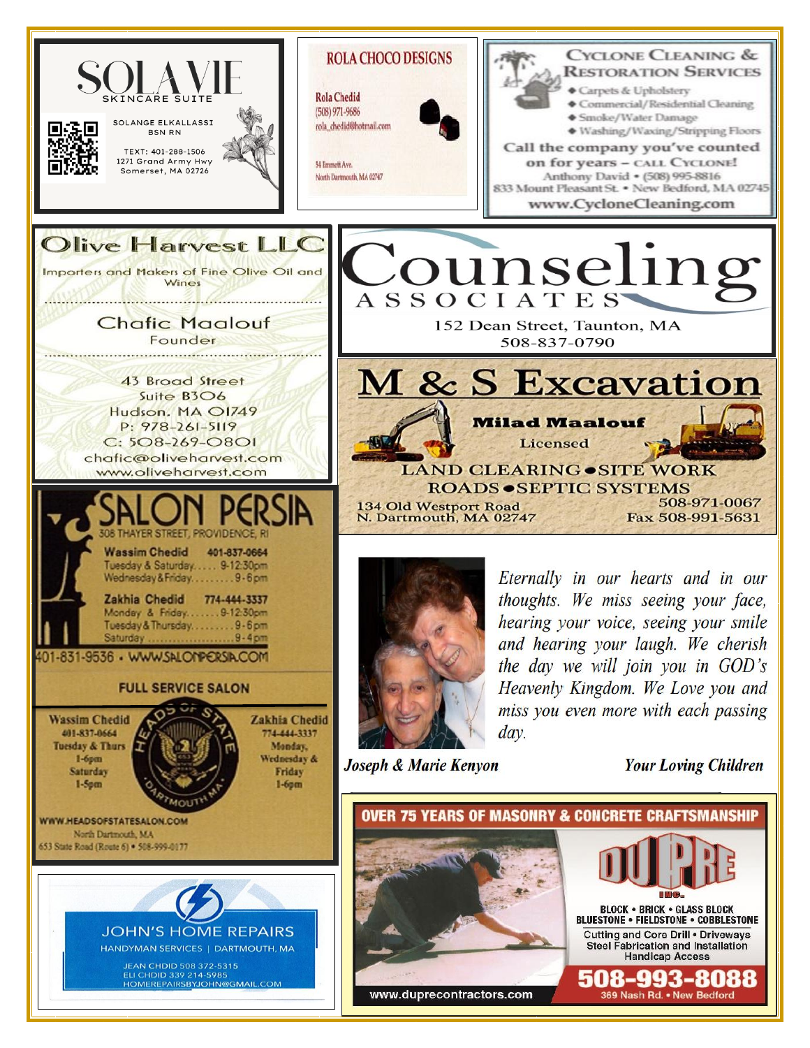## SOLAVIE
SKINCARE SUITE

SOLANGE ELKALLASSI
BSN RN

TEXT: 401-288-1506
1271 Grand Army Hwy
Somerset, MA 02726

## ROLA CHOCO DESIGNS

Rola Chedid
(508) 971-9686
rola_chedid@hotmail.com

54 Emmett Ave.
North Dartmouth, MA 02747

## CYCLONE CLEANING & RESTORATION SERVICES

- Carpets & Upholstery
- Commercial/Residential Cleaning
- Smoke/Water Damage
- Washing/Waxing/Stripping Floors

Call the company you've counted on for years – CALL CYCLONE!

Anthony David • (508) 995-8816
833 Mount Pleasant St. • New Bedford, MA 02745
www.CycloneCleaning.com

## Olive Harvest LLC

Importers and Makers of Fine Olive Oil and Wines

Chafic Maalouf
Founder

43 Broad Street
Suite B306
Hudson, MA 01749
P: 978-261-5119
C: 508-269-0801
chafic@oliveharvest.com
www.oliveharvest.com

## Counseling ASSOCIATES

152 Dean Street, Taunton, MA
508-837-0790

## M & S Excavation

**Milad Maalouf**
Licensed

LAND CLEARING • SITE WORK
ROADS • SEPTIC SYSTEMS

134 Old Westport Road
N. Dartmouth, MA 02747

508-971-0067
Fax 508-991-5631

## SALON PERSIA

308 THAYER STREET, PROVIDENCE, RI

**Wassim Chedid** 401-837-0664
Tuesday & Saturday...... 9-12:30pm
Wednesday & Friday.......... 9-6pm

**Zakhia Chedid** 774-444-3337
Monday & Friday........ 9-12:30pm
Tuesday & Thursday.......... 9-6pm
Saturday ...................... 9-4pm

401-831-9536 • WWW.SALONPERSIA.COM

FULL SERVICE SALON

HEADS OF STATE
DARTMOUTH MA

Wassim Chedid
401-837-0664
Tuesday & Thurs
1-6pm
Saturday
1-5pm

Zakhia Chedid
774-444-3337
Monday,
Wednesday &
Friday
1-6pm

WWW.HEADSOFSTATESALON.COM
North Dartmouth, MA
653 State Road (Route 6) • 508-999-0177

*Eternally in our hearts and in our thoughts. We miss seeing your face, hearing your voice, seeing your smile and hearing your laugh. We cherish the day we will join you in GOD's Heavenly Kingdom. We Love you and miss you even more with each passing day.*

***Joseph & Marie Kenyon*** — ***Your Loving Children***

## JOHN'S HOME REPAIRS

HANDYMAN SERVICES | DARTMOUTH, MA

JEAN CHDID 508 372-5315
ELI CHDID 339 214-5985
HOMEREPAIRSBYJOHN@GMAIL.COM

## OVER 75 YEARS OF MASONRY & CONCRETE CRAFTSMANSHIP

DUPRE Inc.

BLOCK • BRICK • GLASS BLOCK
BLUESTONE • FIELDSTONE • COBBLESTONE
Cutting and Core Drill • Driveways
Steel Fabrication and Installation
Handicap Access

508-993-8088
369 Nash Rd. • New Bedford

www.duprecontractors.com